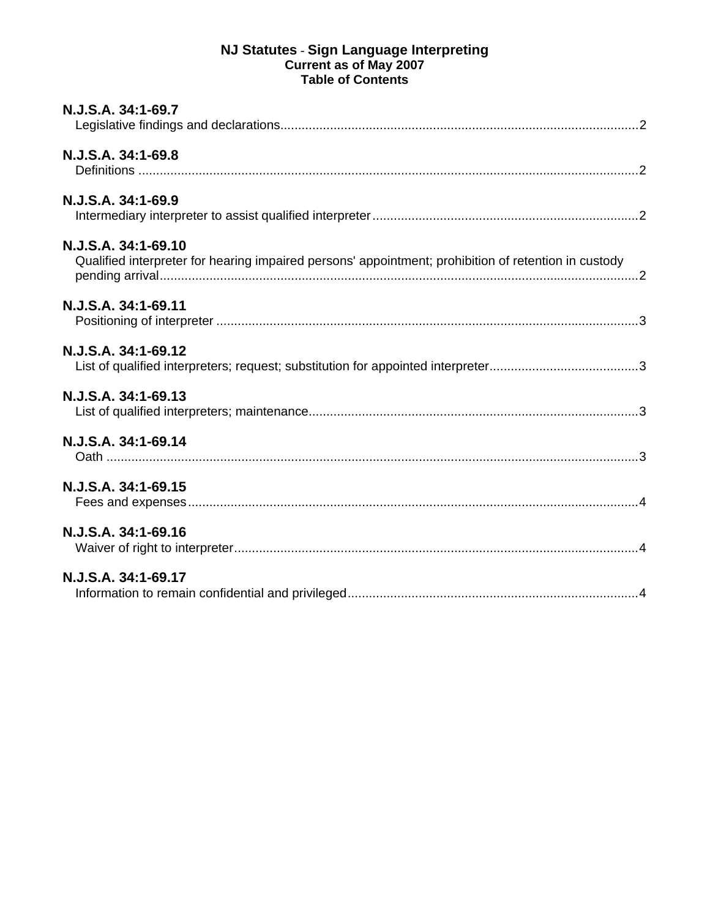# NJ Statutes - Sign Language Interpreting
## Current as of May 2007
## Table of Contents

**N.J.S.A. 34:1-69.7**
Legislative findings and declarations....................................................................................................2

**N.J.S.A. 34:1-69.8**
Definitions ............................................................................................................................................2

**N.J.S.A. 34:1-69.9**
Intermediary interpreter to assist qualified interpreter..........................................................................2

**N.J.S.A. 34:1-69.10**
Qualified interpreter for hearing impaired persons' appointment; prohibition of retention in custody pending arrival......................................................................................................................................2

**N.J.S.A. 34:1-69.11**
Positioning of interpreter ......................................................................................................................3

**N.J.S.A. 34:1-69.12**
List of qualified interpreters; request; substitution for appointed interpreter.........................................3

**N.J.S.A. 34:1-69.13**
List of qualified interpreters; maintenance............................................................................................3

**N.J.S.A. 34:1-69.14**
Oath .....................................................................................................................................................3

**N.J.S.A. 34:1-69.15**
Fees and expenses...............................................................................................................................4

**N.J.S.A. 34:1-69.16**
Waiver of right to interpreter.................................................................................................................4

**N.J.S.A. 34:1-69.17**
Information to remain confidential and privileged..................................................................................4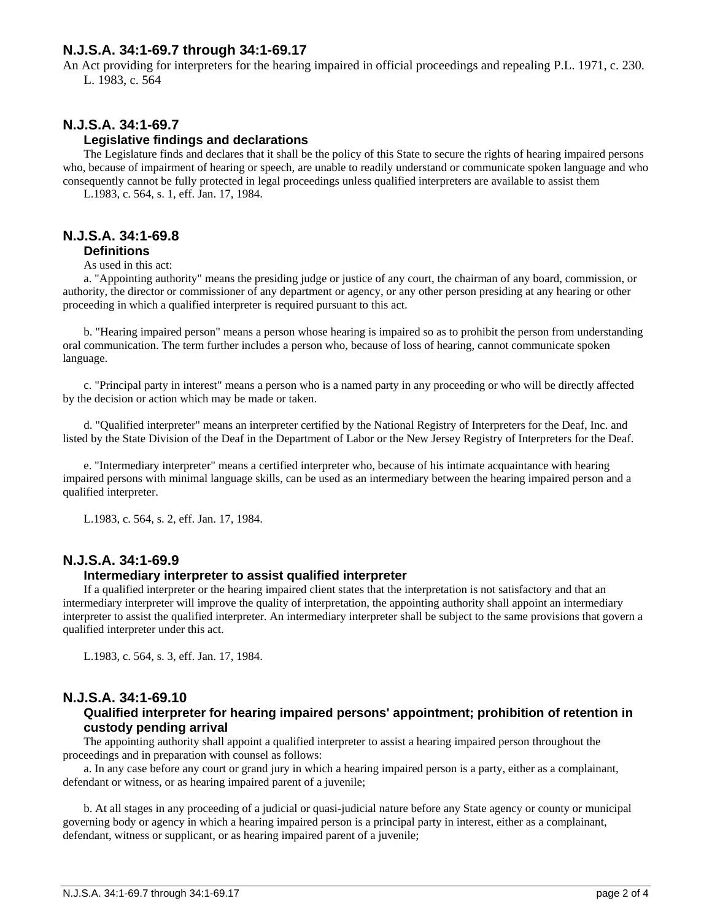## N.J.S.A. 34:1-69.7 through 34:1-69.17

An Act providing for interpreters for the hearing impaired in official proceedings and repealing P.L. 1971, c. 230.

L. 1983, c. 564

## N.J.S.A. 34:1-69.7

### Legislative findings and declarations

The Legislature finds and declares that it shall be the policy of this State to secure the rights of hearing impaired persons who, because of impairment of hearing or speech, are unable to readily understand or communicate spoken language and who consequently cannot be fully protected in legal proceedings unless qualified interpreters are available to assist them

L.1983, c. 564, s. 1, eff. Jan. 17, 1984.

## N.J.S.A. 34:1-69.8

### Definitions

As used in this act:

a. "Appointing authority" means the presiding judge or justice of any court, the chairman of any board, commission, or authority, the director or commissioner of any department or agency, or any other person presiding at any hearing or other proceeding in which a qualified interpreter is required pursuant to this act.

b. "Hearing impaired person" means a person whose hearing is impaired so as to prohibit the person from understanding oral communication. The term further includes a person who, because of loss of hearing, cannot communicate spoken language.

c. "Principal party in interest" means a person who is a named party in any proceeding or who will be directly affected by the decision or action which may be made or taken.

d. "Qualified interpreter" means an interpreter certified by the National Registry of Interpreters for the Deaf, Inc. and listed by the State Division of the Deaf in the Department of Labor or the New Jersey Registry of Interpreters for the Deaf.

e. "Intermediary interpreter" means a certified interpreter who, because of his intimate acquaintance with hearing impaired persons with minimal language skills, can be used as an intermediary between the hearing impaired person and a qualified interpreter.

L.1983, c. 564, s. 2, eff. Jan. 17, 1984.

## N.J.S.A. 34:1-69.9

### Intermediary interpreter to assist qualified interpreter

If a qualified interpreter or the hearing impaired client states that the interpretation is not satisfactory and that an intermediary interpreter will improve the quality of interpretation, the appointing authority shall appoint an intermediary interpreter to assist the qualified interpreter. An intermediary interpreter shall be subject to the same provisions that govern a qualified interpreter under this act.

L.1983, c. 564, s. 3, eff. Jan. 17, 1984.

## N.J.S.A. 34:1-69.10

### Qualified interpreter for hearing impaired persons' appointment; prohibition of retention in custody pending arrival

The appointing authority shall appoint a qualified interpreter to assist a hearing impaired person throughout the proceedings and in preparation with counsel as follows:

a. In any case before any court or grand jury in which a hearing impaired person is a party, either as a complainant, defendant or witness, or as hearing impaired parent of a juvenile;

b. At all stages in any proceeding of a judicial or quasi-judicial nature before any State agency or county or municipal governing body or agency in which a hearing impaired person is a principal party in interest, either as a complainant, defendant, witness or supplicant, or as hearing impaired parent of a juvenile;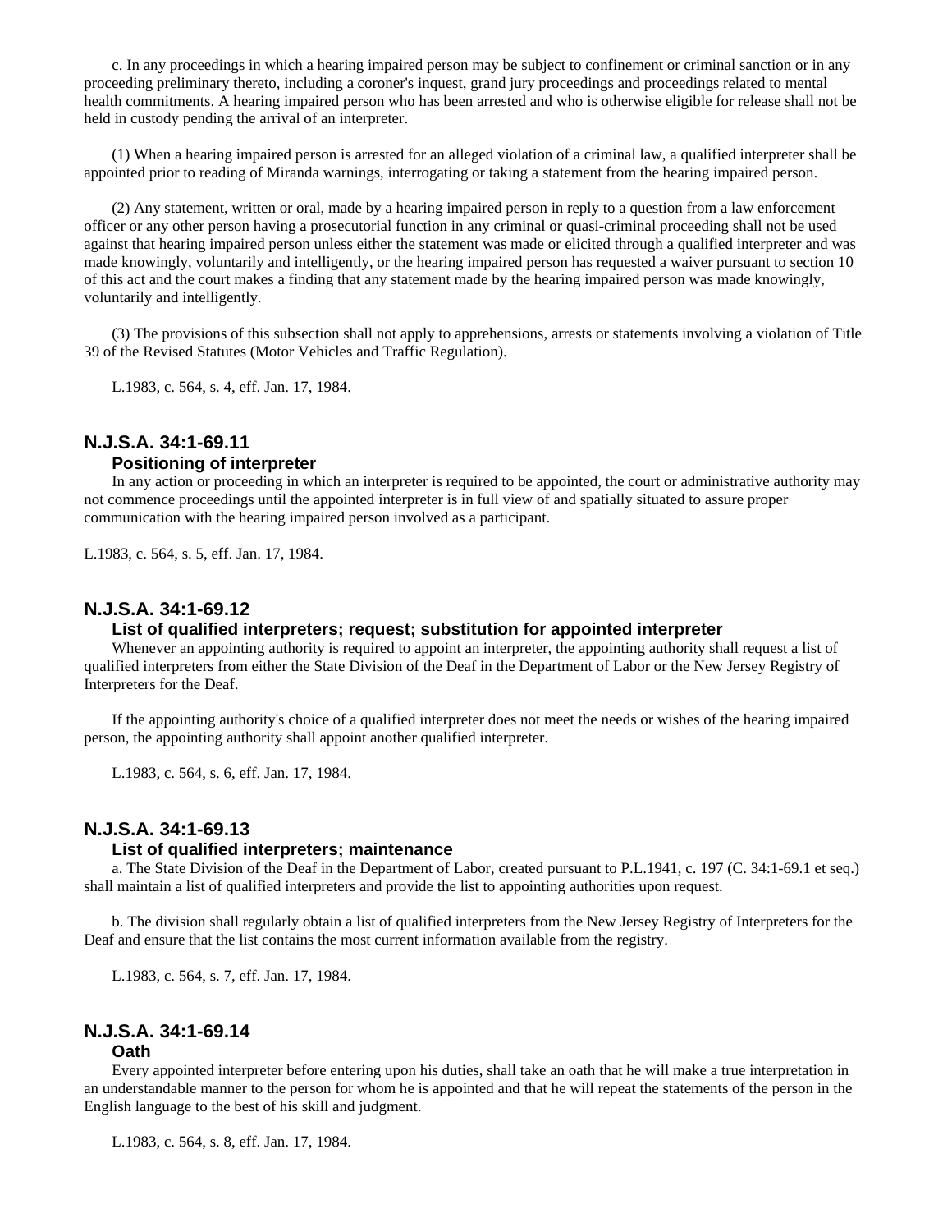c. In any proceedings in which a hearing impaired person may be subject to confinement or criminal sanction or in any proceeding preliminary thereto, including a coroner's inquest, grand jury proceedings and proceedings related to mental health commitments. A hearing impaired person who has been arrested and who is otherwise eligible for release shall not be held in custody pending the arrival of an interpreter.

(1) When a hearing impaired person is arrested for an alleged violation of a criminal law, a qualified interpreter shall be appointed prior to reading of Miranda warnings, interrogating or taking a statement from the hearing impaired person.

(2) Any statement, written or oral, made by a hearing impaired person in reply to a question from a law enforcement officer or any other person having a prosecutorial function in any criminal or quasi-criminal proceeding shall not be used against that hearing impaired person unless either the statement was made or elicited through a qualified interpreter and was made knowingly, voluntarily and intelligently, or the hearing impaired person has requested a waiver pursuant to section 10 of this act and the court makes a finding that any statement made by the hearing impaired person was made knowingly, voluntarily and intelligently.

(3) The provisions of this subsection shall not apply to apprehensions, arrests or statements involving a violation of Title 39 of the Revised Statutes (Motor Vehicles and Traffic Regulation).

L.1983, c. 564, s. 4, eff. Jan. 17, 1984.

## N.J.S.A. 34:1-69.11

### Positioning of interpreter

In any action or proceeding in which an interpreter is required to be appointed, the court or administrative authority may not commence proceedings until the appointed interpreter is in full view of and spatially situated to assure proper communication with the hearing impaired person involved as a participant.

L.1983, c. 564, s. 5, eff. Jan. 17, 1984.

## N.J.S.A. 34:1-69.12

### List of qualified interpreters; request; substitution for appointed interpreter

Whenever an appointing authority is required to appoint an interpreter, the appointing authority shall request a list of qualified interpreters from either the State Division of the Deaf in the Department of Labor or the New Jersey Registry of Interpreters for the Deaf.

If the appointing authority's choice of a qualified interpreter does not meet the needs or wishes of the hearing impaired person, the appointing authority shall appoint another qualified interpreter.

L.1983, c. 564, s. 6, eff. Jan. 17, 1984.

## N.J.S.A. 34:1-69.13

### List of qualified interpreters; maintenance

a. The State Division of the Deaf in the Department of Labor, created pursuant to P.L.1941, c. 197 (C. 34:1-69.1 et seq.) shall maintain a list of qualified interpreters and provide the list to appointing authorities upon request.

b. The division shall regularly obtain a list of qualified interpreters from the New Jersey Registry of Interpreters for the Deaf and ensure that the list contains the most current information available from the registry.

L.1983, c. 564, s. 7, eff. Jan. 17, 1984.

## N.J.S.A. 34:1-69.14

### Oath

Every appointed interpreter before entering upon his duties, shall take an oath that he will make a true interpretation in an understandable manner to the person for whom he is appointed and that he will repeat the statements of the person in the English language to the best of his skill and judgment.

L.1983, c. 564, s. 8, eff. Jan. 17, 1984.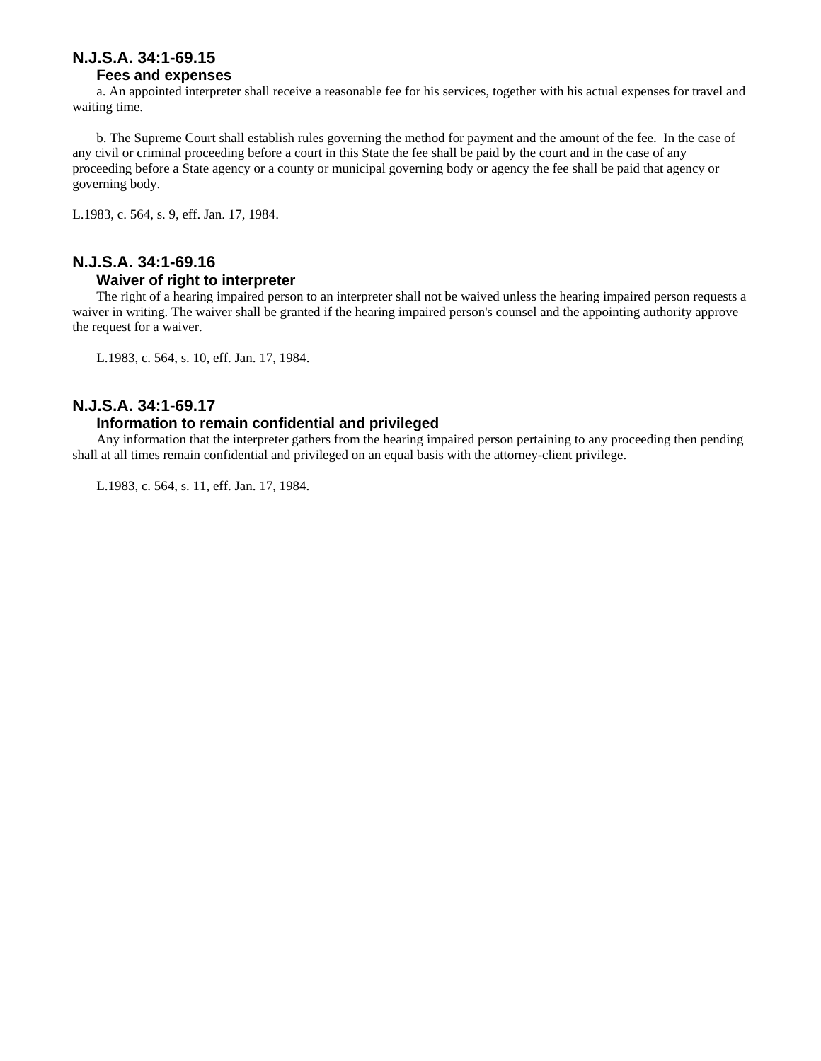## N.J.S.A. 34:1-69.15

### Fees and expenses

a. An appointed interpreter shall receive a reasonable fee for his services, together with his actual expenses for travel and waiting time.

b. The Supreme Court shall establish rules governing the method for payment and the amount of the fee. In the case of any civil or criminal proceeding before a court in this State the fee shall be paid by the court and in the case of any proceeding before a State agency or a county or municipal governing body or agency the fee shall be paid that agency or governing body.

L.1983, c. 564, s. 9, eff. Jan. 17, 1984.

## N.J.S.A. 34:1-69.16

### Waiver of right to interpreter

The right of a hearing impaired person to an interpreter shall not be waived unless the hearing impaired person requests a waiver in writing. The waiver shall be granted if the hearing impaired person's counsel and the appointing authority approve the request for a waiver.

L.1983, c. 564, s. 10, eff. Jan. 17, 1984.

## N.J.S.A. 34:1-69.17

### Information to remain confidential and privileged

Any information that the interpreter gathers from the hearing impaired person pertaining to any proceeding then pending shall at all times remain confidential and privileged on an equal basis with the attorney-client privilege.

L.1983, c. 564, s. 11, eff. Jan. 17, 1984.